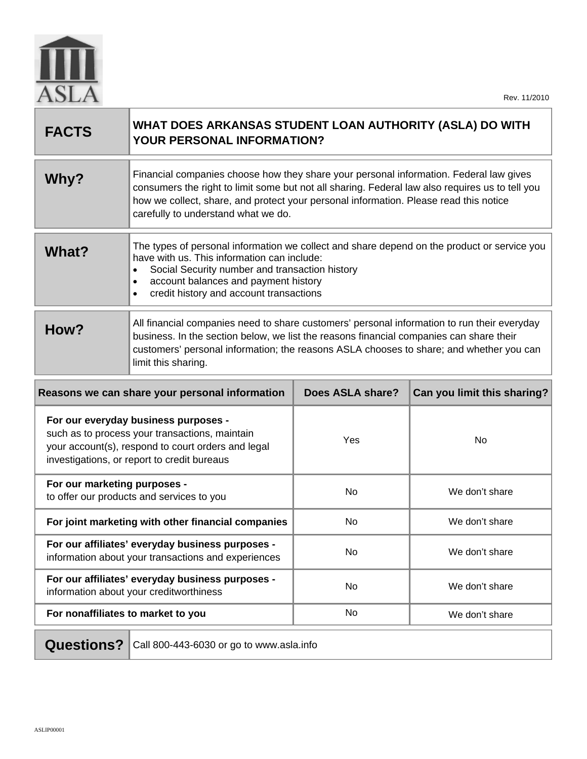ASLA

Rev. 11/2010

| FACTS | WHAT DOES ARKANSAS STUDENT LOAN AUTHORITY (ASLA) DO WITH YOUR PERSONAL INFORMATION? |
|---|---|

| | |
|---|---|
| **Why?** | Financial companies choose how they share your personal information. Federal law gives consumers the right to limit some but not all sharing. Federal law also requires us to tell you how we collect, share, and protect your personal information. Please read this notice carefully to understand what we do. |
| **What?** | The types of personal information we collect and share depend on the product or service you have with us. This information can include:<br>• Social Security number and transaction history<br>• account balances and payment history<br>• credit history and account transactions |
| **How?** | All financial companies need to share customers' personal information to run their everyday business. In the section below, we list the reasons financial companies can share their customers' personal information; the reasons ASLA chooses to share; and whether you can limit this sharing. |

| Reasons we can share your personal information | Does ASLA share? | Can you limit this sharing? |
|---|---|---|
| **For our everyday business purposes -** such as to process your transactions, maintain your account(s), respond to court orders and legal investigations, or report to credit bureaus | Yes | No |
| **For our marketing purposes -** to offer our products and services to you | No | We don't share |
| **For joint marketing with other financial companies** | No | We don't share |
| **For our affiliates' everyday business purposes -** information about your transactions and experiences | No | We don't share |
| **For our affiliates' everyday business purposes -** information about your creditworthiness | No | We don't share |
| **For nonaffiliates to market to you** | No | We don't share |

| | |
|---|---|
| **Questions?** | Call 800-443-6030 or go to www.asla.info |

ASLIP00001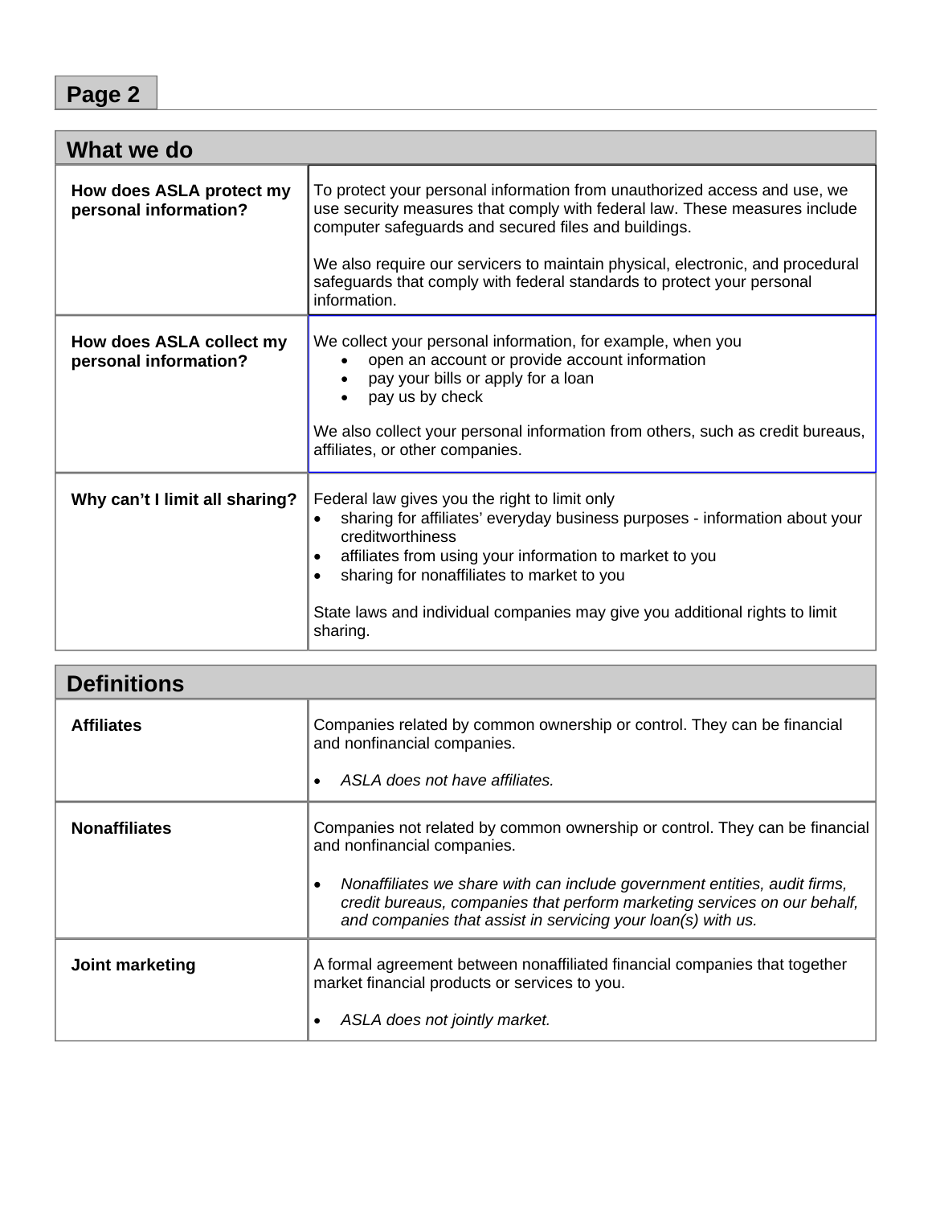## What we do

| | |
|---|---|
| **How does ASLA protect my personal information?** | To protect your personal information from unauthorized access and use, we use security measures that comply with federal law. These measures include computer safeguards and secured files and buildings.<br><br>We also require our servicers to maintain physical, electronic, and procedural safeguards that comply with federal standards to protect your personal information. |
| **How does ASLA collect my personal information?** | We collect your personal information, for example, when you<br>• open an account or provide account information<br>• pay your bills or apply for a loan<br>• pay us by check<br><br>We also collect your personal information from others, such as credit bureaus, affiliates, or other companies. |
| **Why can't I limit all sharing?** | Federal law gives you the right to limit only<br>• sharing for affiliates' everyday business purposes - information about your creditworthiness<br>• affiliates from using your information to market to you<br>• sharing for nonaffiliates to market to you<br><br>State laws and individual companies may give you additional rights to limit sharing. |

## Definitions

| | |
|---|---|
| **Affiliates** | Companies related by common ownership or control. They can be financial and nonfinancial companies.<br><br>• *ASLA does not have affiliates.* |
| **Nonaffiliates** | Companies not related by common ownership or control. They can be financial and nonfinancial companies.<br><br>• *Nonaffiliates we share with can include government entities, audit firms, credit bureaus, companies that perform marketing services on our behalf, and companies that assist in servicing your loan(s) with us.* |
| **Joint marketing** | A formal agreement between nonaffiliated financial companies that together market financial products or services to you.<br><br>• *ASLA does not jointly market.* |